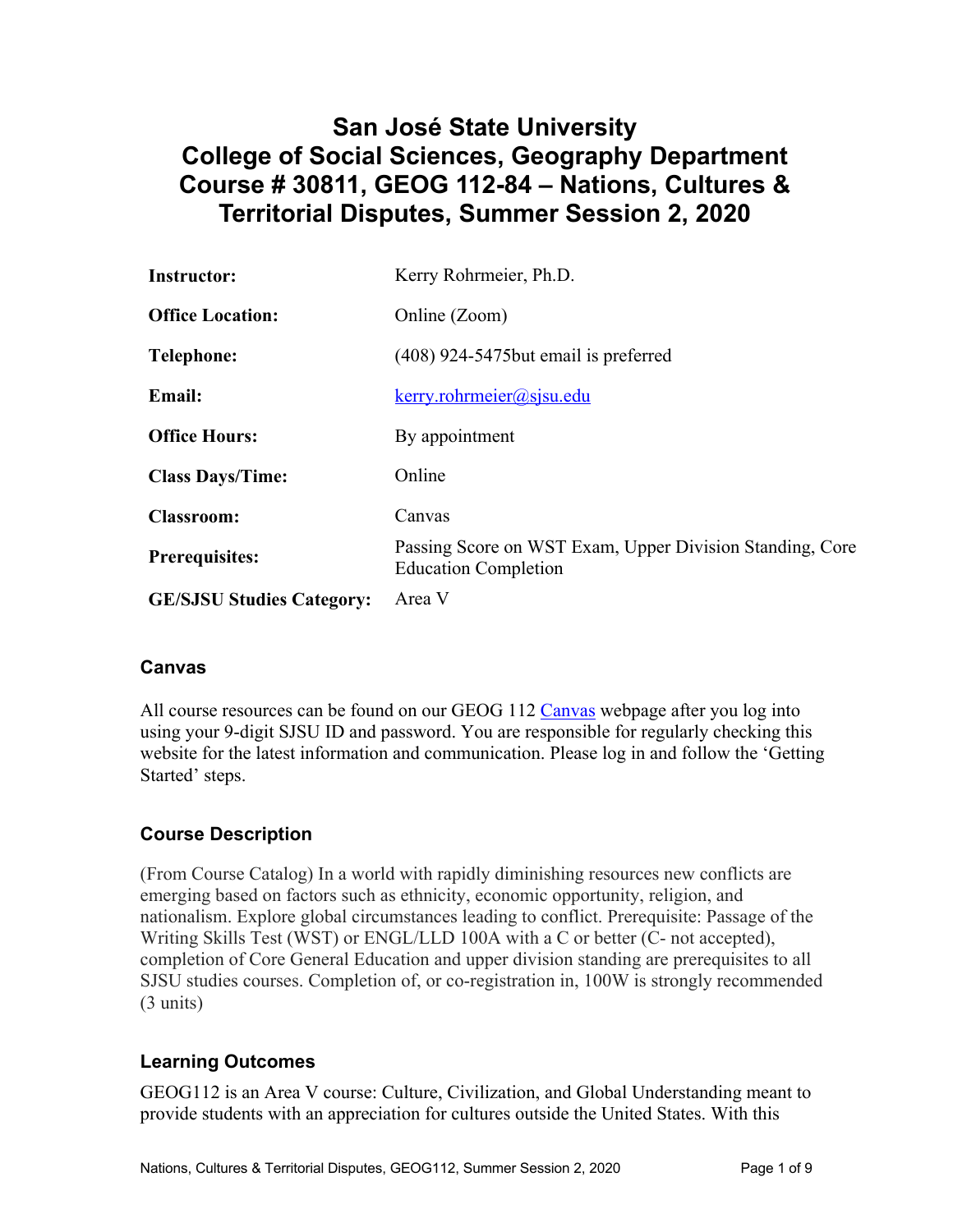# San José State University
# College of Social Sciences, Geography Department
# Course # 30811, GEOG 112-84 – Nations, Cultures & Territorial Disputes, Summer Session 2, 2020

| | |
|---|---|
| **Instructor:** | Kerry Rohrmeier, Ph.D. |
| **Office Location:** | Online (Zoom) |
| **Telephone:** | (408) 924-5475but email is preferred |
| **Email:** | kerry.rohrmeier@sjsu.edu |
| **Office Hours:** | By appointment |
| **Class Days/Time:** | Online |
| **Classroom:** | Canvas |
| **Prerequisites:** | Passing Score on WST Exam, Upper Division Standing, Core Education Completion |
| **GE/SJSU Studies Category:** | Area V |

## Canvas

All course resources can be found on our GEOG 112 Canvas webpage after you log into using your 9-digit SJSU ID and password. You are responsible for regularly checking this website for the latest information and communication. Please log in and follow the 'Getting Started' steps.

## Course Description

(From Course Catalog) In a world with rapidly diminishing resources new conflicts are emerging based on factors such as ethnicity, economic opportunity, religion, and nationalism. Explore global circumstances leading to conflict. Prerequisite: Passage of the Writing Skills Test (WST) or ENGL/LLD 100A with a C or better (C- not accepted), completion of Core General Education and upper division standing are prerequisites to all SJSU studies courses. Completion of, or co-registration in, 100W is strongly recommended (3 units)

## Learning Outcomes

GEOG112 is an Area V course: Culture, Civilization, and Global Understanding meant to provide students with an appreciation for cultures outside the United States. With this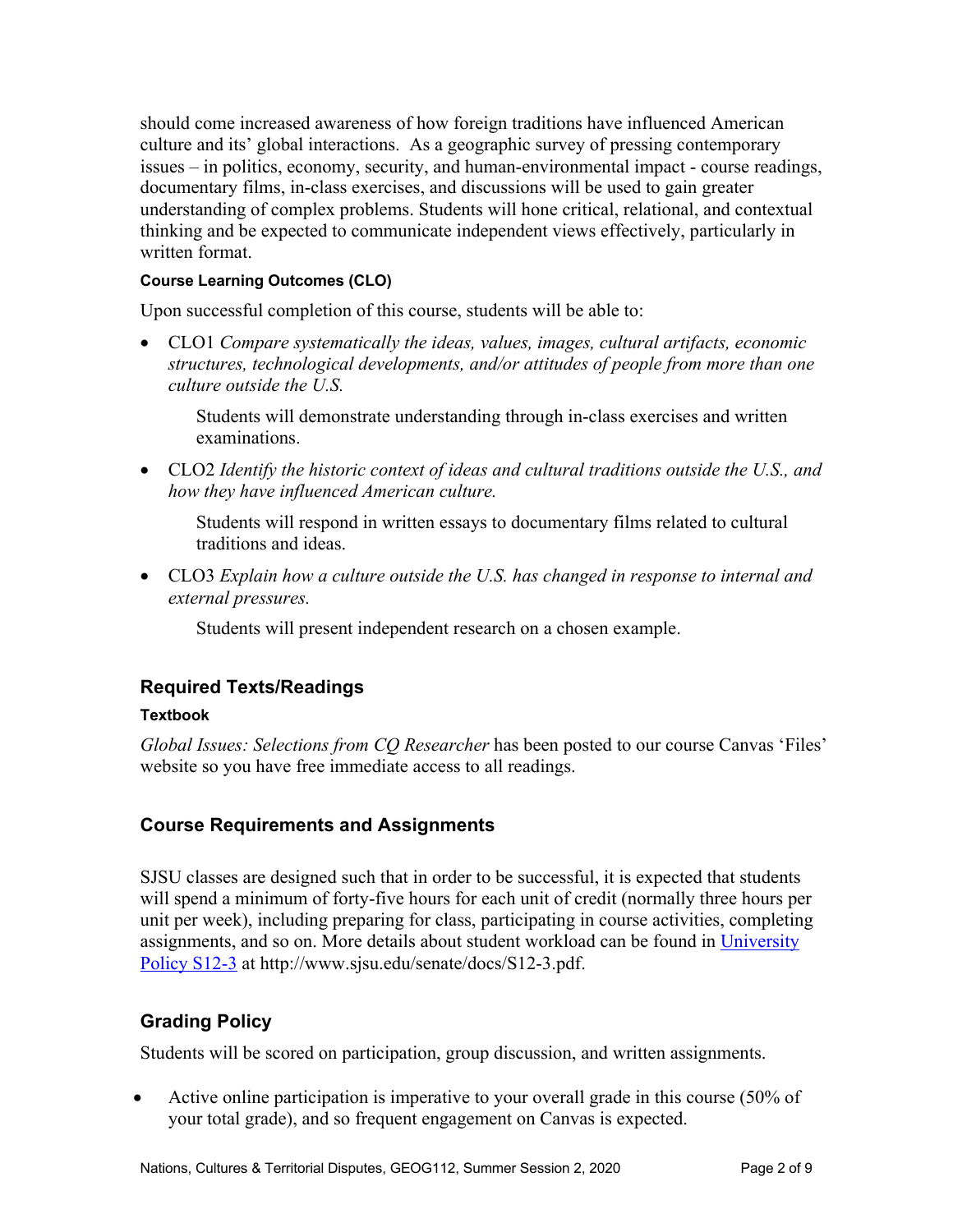should come increased awareness of how foreign traditions have influenced American culture and its' global interactions. As a geographic survey of pressing contemporary issues – in politics, economy, security, and human-environmental impact - course readings, documentary films, in-class exercises, and discussions will be used to gain greater understanding of complex problems. Students will hone critical, relational, and contextual thinking and be expected to communicate independent views effectively, particularly in written format.

#### Course Learning Outcomes (CLO)

Upon successful completion of this course, students will be able to:

- CLO1 *Compare systematically the ideas, values, images, cultural artifacts, economic structures, technological developments, and/or attitudes of people from more than one culture outside the U.S.*

  Students will demonstrate understanding through in-class exercises and written examinations.

- CLO2 *Identify the historic context of ideas and cultural traditions outside the U.S., and how they have influenced American culture.*

  Students will respond in written essays to documentary films related to cultural traditions and ideas.

- CLO3 *Explain how a culture outside the U.S. has changed in response to internal and external pressures.*

  Students will present independent research on a chosen example.

## Required Texts/Readings

#### Textbook

*Global Issues: Selections from CQ Researcher* has been posted to our course Canvas 'Files' website so you have free immediate access to all readings.

## Course Requirements and Assignments

SJSU classes are designed such that in order to be successful, it is expected that students will spend a minimum of forty-five hours for each unit of credit (normally three hours per unit per week), including preparing for class, participating in course activities, completing assignments, and so on. More details about student workload can be found in [University Policy S12-3](http://www.sjsu.edu/senate/docs/S12-3.pdf) at http://www.sjsu.edu/senate/docs/S12-3.pdf.

## Grading Policy

Students will be scored on participation, group discussion, and written assignments.

- Active online participation is imperative to your overall grade in this course (50% of your total grade), and so frequent engagement on Canvas is expected.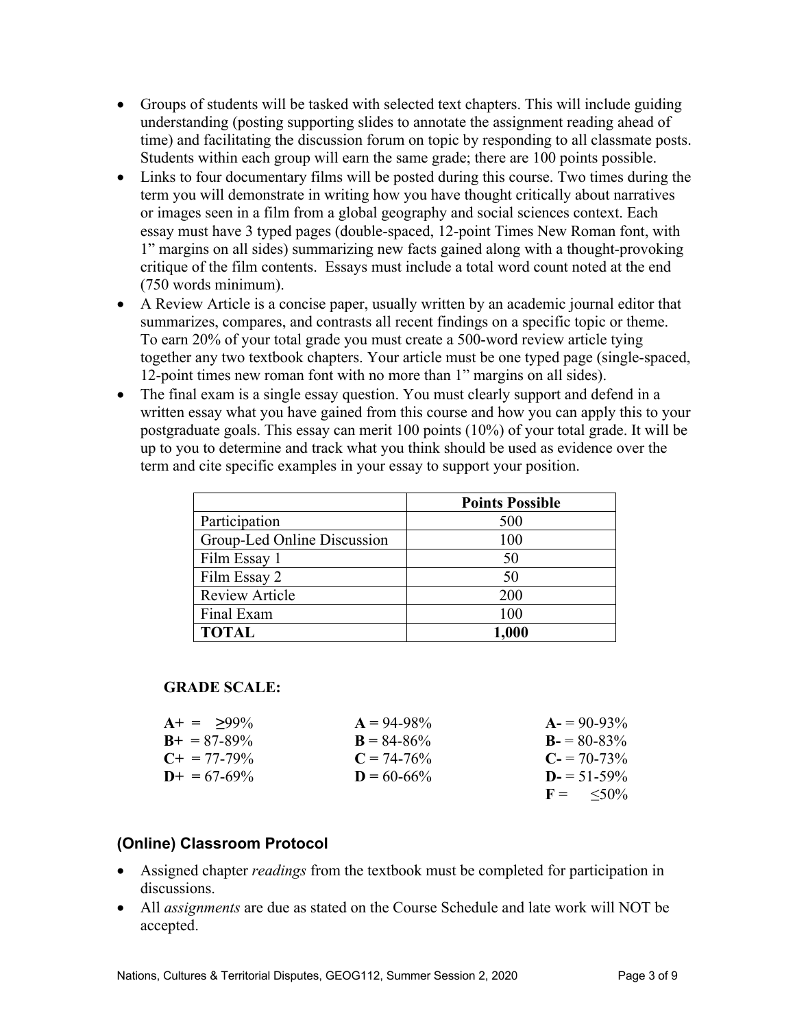- Groups of students will be tasked with selected text chapters. This will include guiding understanding (posting supporting slides to annotate the assignment reading ahead of time) and facilitating the discussion forum on topic by responding to all classmate posts. Students within each group will earn the same grade; there are 100 points possible.
- Links to four documentary films will be posted during this course. Two times during the term you will demonstrate in writing how you have thought critically about narratives or images seen in a film from a global geography and social sciences context. Each essay must have 3 typed pages (double-spaced, 12-point Times New Roman font, with 1" margins on all sides) summarizing new facts gained along with a thought-provoking critique of the film contents. Essays must include a total word count noted at the end (750 words minimum).
- A Review Article is a concise paper, usually written by an academic journal editor that summarizes, compares, and contrasts all recent findings on a specific topic or theme. To earn 20% of your total grade you must create a 500-word review article tying together any two textbook chapters. Your article must be one typed page (single-spaced, 12-point times new roman font with no more than 1" margins on all sides).
- The final exam is a single essay question. You must clearly support and defend in a written essay what you have gained from this course and how you can apply this to your postgraduate goals. This essay can merit 100 points (10%) of your total grade. It will be up to you to determine and track what you think should be used as evidence over the term and cite specific examples in your essay to support your position.

| | **Points Possible** |
|---|---|
| Participation | 500 |
| Group-Led Online Discussion | 100 |
| Film Essay 1 | 50 |
| Film Essay 2 | 50 |
| Review Article | 200 |
| Final Exam | 100 |
| **TOTAL** | **1,000** |

**GRADE SCALE:**

| | | |
|---|---|---|
| **A+** = ≥99% | **A** = 94-98% | **A-** = 90-93% |
| **B+** = 87-89% | **B** = 84-86% | **B-** = 80-83% |
| **C+** = 77-79% | **C** = 74-76% | **C-** = 70-73% |
| **D+** = 67-69% | **D** = 60-66% | **D-** = 51-59% |
| | | **F** = ≤50% |

## (Online) Classroom Protocol

- Assigned chapter *readings* from the textbook must be completed for participation in discussions.
- All *assignments* are due as stated on the Course Schedule and late work will NOT be accepted.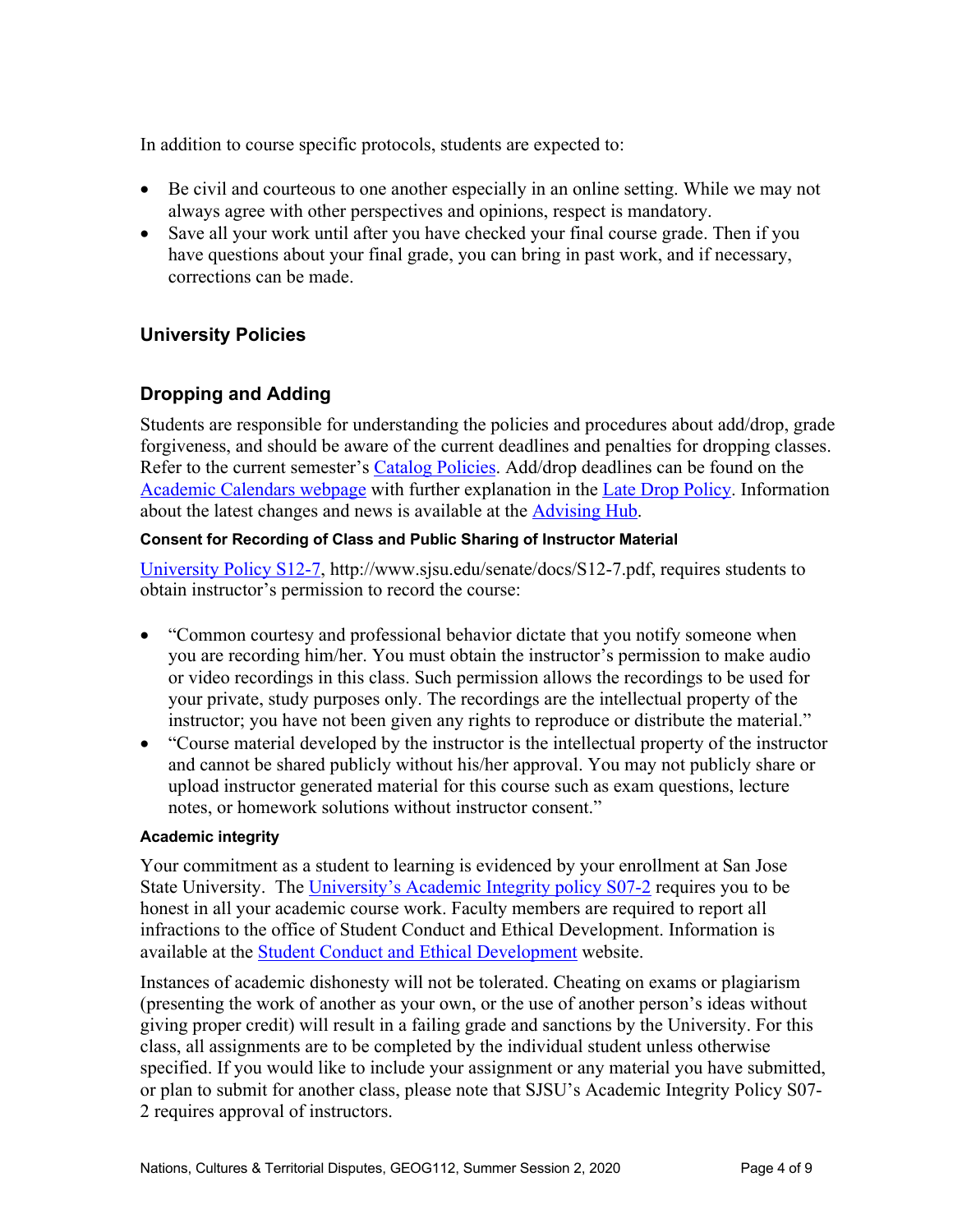In addition to course specific protocols, students are expected to:

- Be civil and courteous to one another especially in an online setting. While we may not always agree with other perspectives and opinions, respect is mandatory.
- Save all your work until after you have checked your final course grade. Then if you have questions about your final grade, you can bring in past work, and if necessary, corrections can be made.

## University Policies

## Dropping and Adding

Students are responsible for understanding the policies and procedures about add/drop, grade forgiveness, and should be aware of the current deadlines and penalties for dropping classes. Refer to the current semester's Catalog Policies. Add/drop deadlines can be found on the Academic Calendars webpage with further explanation in the Late Drop Policy. Information about the latest changes and news is available at the Advising Hub.

#### Consent for Recording of Class and Public Sharing of Instructor Material

University Policy S12-7, http://www.sjsu.edu/senate/docs/S12-7.pdf, requires students to obtain instructor's permission to record the course:

- "Common courtesy and professional behavior dictate that you notify someone when you are recording him/her. You must obtain the instructor's permission to make audio or video recordings in this class. Such permission allows the recordings to be used for your private, study purposes only. The recordings are the intellectual property of the instructor; you have not been given any rights to reproduce or distribute the material."
- "Course material developed by the instructor is the intellectual property of the instructor and cannot be shared publicly without his/her approval. You may not publicly share or upload instructor generated material for this course such as exam questions, lecture notes, or homework solutions without instructor consent."

#### Academic integrity

Your commitment as a student to learning is evidenced by your enrollment at San Jose State University. The University's Academic Integrity policy S07-2 requires you to be honest in all your academic course work. Faculty members are required to report all infractions to the office of Student Conduct and Ethical Development. Information is available at the Student Conduct and Ethical Development website.

Instances of academic dishonesty will not be tolerated. Cheating on exams or plagiarism (presenting the work of another as your own, or the use of another person's ideas without giving proper credit) will result in a failing grade and sanctions by the University. For this class, all assignments are to be completed by the individual student unless otherwise specified. If you would like to include your assignment or any material you have submitted, or plan to submit for another class, please note that SJSU's Academic Integrity Policy S07-2 requires approval of instructors.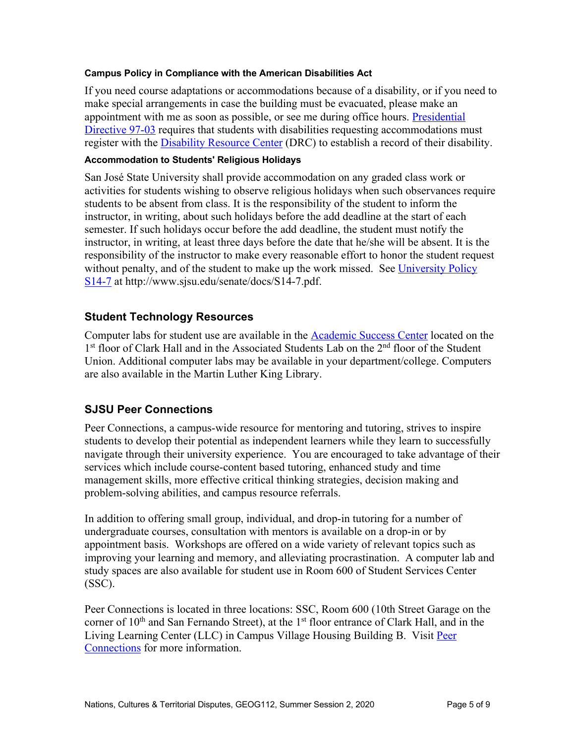#### Campus Policy in Compliance with the American Disabilities Act

If you need course adaptations or accommodations because of a disability, or if you need to make special arrangements in case the building must be evacuated, please make an appointment with me as soon as possible, or see me during office hours. [Presidential Directive 97-03] requires that students with disabilities requesting accommodations must register with the [Disability Resource Center] (DRC) to establish a record of their disability.

#### Accommodation to Students' Religious Holidays

San José State University shall provide accommodation on any graded class work or activities for students wishing to observe religious holidays when such observances require students to be absent from class. It is the responsibility of the student to inform the instructor, in writing, about such holidays before the add deadline at the start of each semester. If such holidays occur before the add deadline, the student must notify the instructor, in writing, at least three days before the date that he/she will be absent. It is the responsibility of the instructor to make every reasonable effort to honor the student request without penalty, and of the student to make up the work missed. See [University Policy S14-7] at http://www.sjsu.edu/senate/docs/S14-7.pdf.

## Student Technology Resources

Computer labs for student use are available in the [Academic Success Center] located on the 1st floor of Clark Hall and in the Associated Students Lab on the 2nd floor of the Student Union. Additional computer labs may be available in your department/college. Computers are also available in the Martin Luther King Library.

## SJSU Peer Connections

Peer Connections, a campus-wide resource for mentoring and tutoring, strives to inspire students to develop their potential as independent learners while they learn to successfully navigate through their university experience. You are encouraged to take advantage of their services which include course-content based tutoring, enhanced study and time management skills, more effective critical thinking strategies, decision making and problem-solving abilities, and campus resource referrals.

In addition to offering small group, individual, and drop-in tutoring for a number of undergraduate courses, consultation with mentors is available on a drop-in or by appointment basis. Workshops are offered on a wide variety of relevant topics such as improving your learning and memory, and alleviating procrastination. A computer lab and study spaces are also available for student use in Room 600 of Student Services Center (SSC).

Peer Connections is located in three locations: SSC, Room 600 (10th Street Garage on the corner of 10th and San Fernando Street), at the 1st floor entrance of Clark Hall, and in the Living Learning Center (LLC) in Campus Village Housing Building B. Visit [Peer Connections] for more information.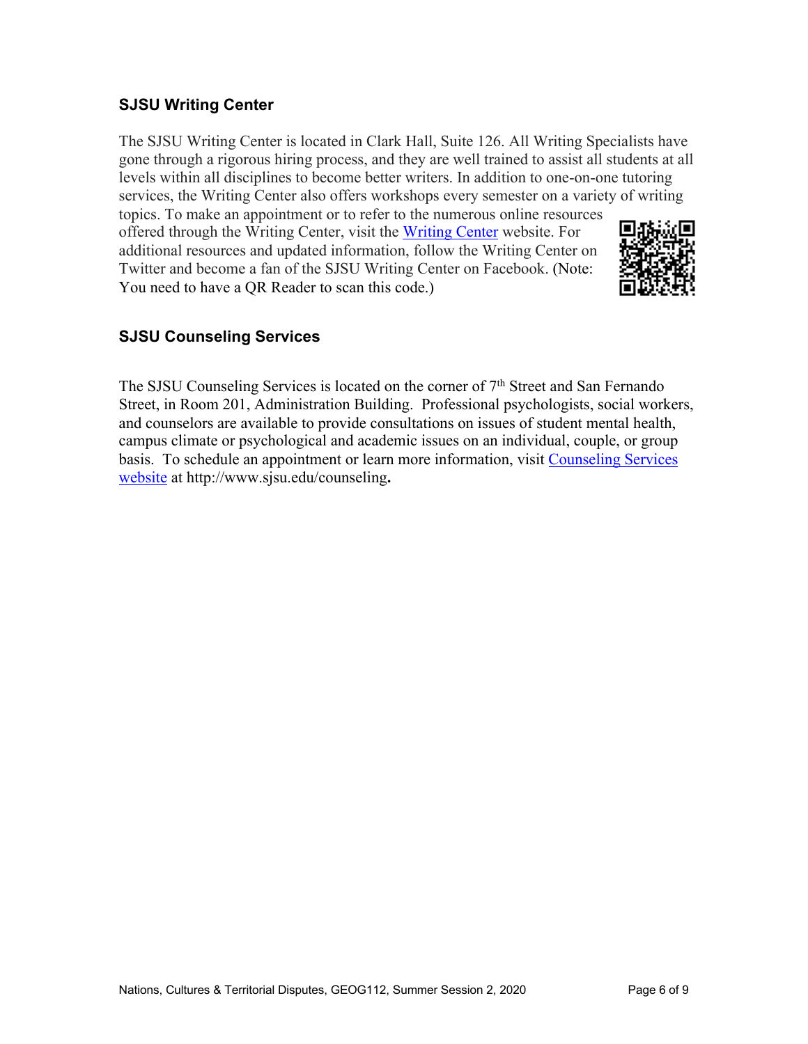## SJSU Writing Center

The SJSU Writing Center is located in Clark Hall, Suite 126. All Writing Specialists have gone through a rigorous hiring process, and they are well trained to assist all students at all levels within all disciplines to become better writers. In addition to one-on-one tutoring services, the Writing Center also offers workshops every semester on a variety of writing topics. To make an appointment or to refer to the numerous online resources offered through the Writing Center, visit the Writing Center website. For additional resources and updated information, follow the Writing Center on Twitter and become a fan of the SJSU Writing Center on Facebook. (Note: You need to have a QR Reader to scan this code.)

## SJSU Counseling Services

The SJSU Counseling Services is located on the corner of 7th Street and San Fernando Street, in Room 201, Administration Building. Professional psychologists, social workers, and counselors are available to provide consultations on issues of student mental health, campus climate or psychological and academic issues on an individual, couple, or group basis. To schedule an appointment or learn more information, visit Counseling Services website at http://www.sjsu.edu/counseling**.**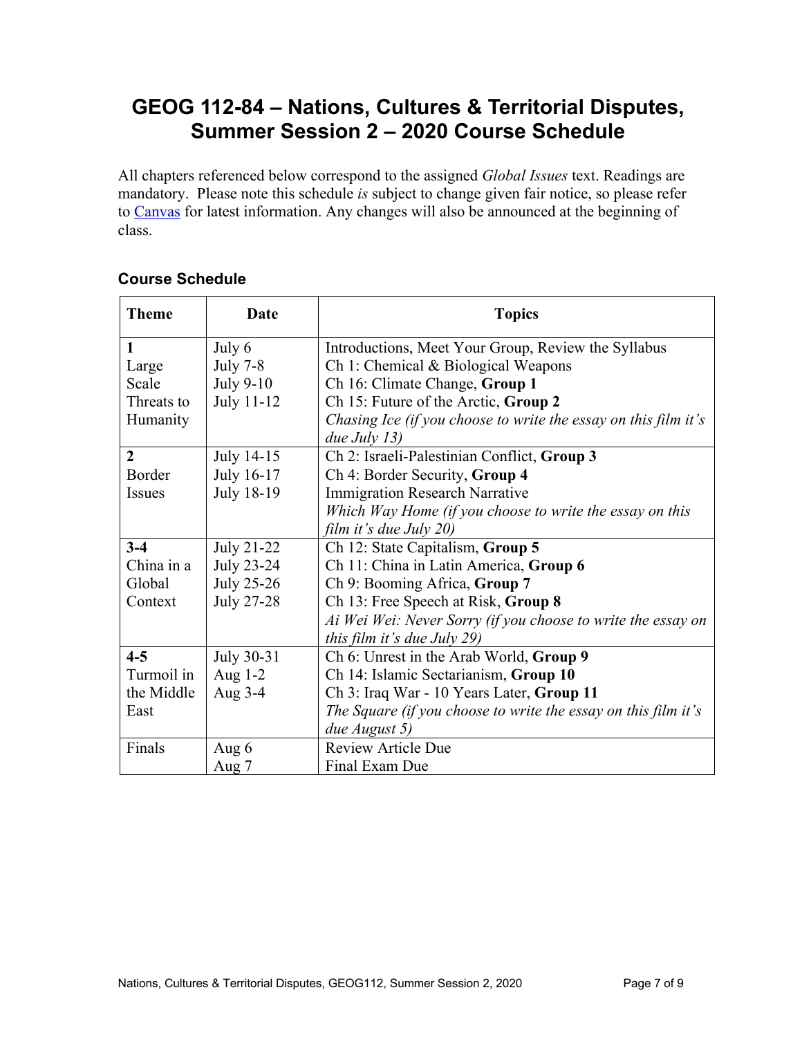# GEOG 112-84 – Nations, Cultures & Territorial Disputes, Summer Session 2 – 2020 Course Schedule

All chapters referenced below correspond to the assigned *Global Issues* text. Readings are mandatory. Please note this schedule *is* subject to change given fair notice, so please refer to [Canvas](Canvas) for latest information. Any changes will also be announced at the beginning of class.

### Course Schedule

| Theme | Date | Topics |
|---|---|---|
| **1** Large Scale Threats to Humanity | July 6<br>July 7-8<br>July 9-10<br>July 11-12 | Introductions, Meet Your Group, Review the Syllabus<br>Ch 1: Chemical & Biological Weapons<br>Ch 16: Climate Change, **Group 1**<br>Ch 15: Future of the Arctic, **Group 2**<br>*Chasing Ice (if you choose to write the essay on this film it's due July 13)* |
| **2** Border Issues | July 14-15<br>July 16-17<br>July 18-19 | Ch 2: Israeli-Palestinian Conflict, **Group 3**<br>Ch 4: Border Security, **Group 4**<br>Immigration Research Narrative<br>*Which Way Home (if you choose to write the essay on this film it's due July 20)* |
| **3-4** China in a Global Context | July 21-22<br>July 23-24<br>July 25-26<br>July 27-28 | Ch 12: State Capitalism, **Group 5**<br>Ch 11: China in Latin America, **Group 6**<br>Ch 9: Booming Africa, **Group 7**<br>Ch 13: Free Speech at Risk, **Group 8**<br>*Ai Wei Wei: Never Sorry (if you choose to write the essay on this film it's due July 29)* |
| **4-5** Turmoil in the Middle East | July 30-31<br>Aug 1-2<br>Aug 3-4 | Ch 6: Unrest in the Arab World, **Group 9**<br>Ch 14: Islamic Sectarianism, **Group 10**<br>Ch 3: Iraq War - 10 Years Later, **Group 11**<br>*The Square (if you choose to write the essay on this film it's due August 5)* |
| Finals | Aug 6<br>Aug 7 | Review Article Due<br>Final Exam Due |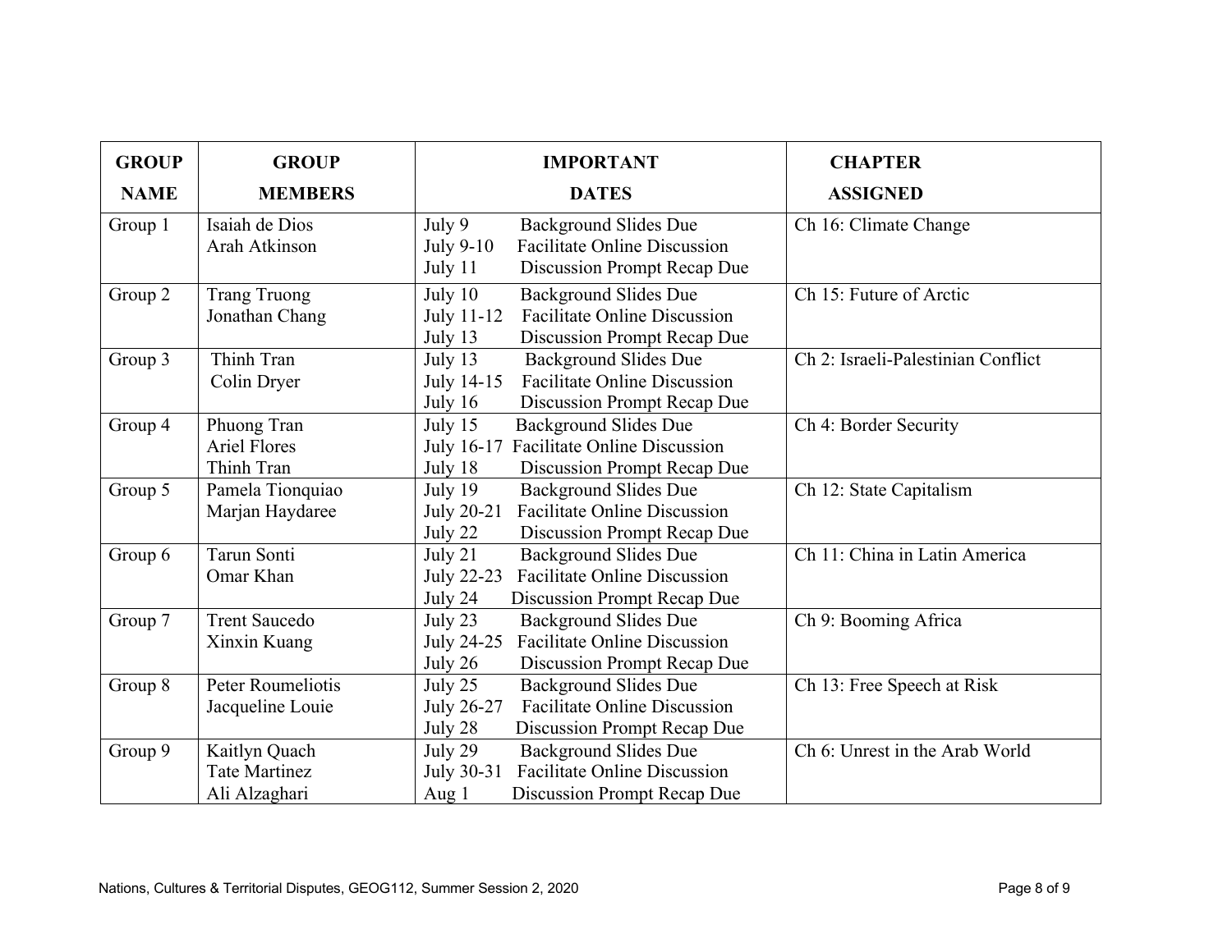| GROUP NAME | GROUP MEMBERS | IMPORTANT DATES | CHAPTER ASSIGNED |
|---|---|---|---|
| Group 1 | Isaiah de Dios<br>Arah Atkinson | July 9 Background Slides Due<br>July 9-10 Facilitate Online Discussion<br>July 11 Discussion Prompt Recap Due | Ch 16: Climate Change |
| Group 2 | Trang Truong<br>Jonathan Chang | July 10 Background Slides Due<br>July 11-12 Facilitate Online Discussion<br>July 13 Discussion Prompt Recap Due | Ch 15: Future of Arctic |
| Group 3 | Thinh Tran<br>Colin Dryer | July 13 Background Slides Due<br>July 14-15 Facilitate Online Discussion<br>July 16 Discussion Prompt Recap Due | Ch 2: Israeli-Palestinian Conflict |
| Group 4 | Phuong Tran<br>Ariel Flores<br>Thinh Tran | July 15 Background Slides Due<br>July 16-17 Facilitate Online Discussion<br>July 18 Discussion Prompt Recap Due | Ch 4: Border Security |
| Group 5 | Pamela Tionquiao<br>Marjan Haydaree | July 19 Background Slides Due<br>July 20-21 Facilitate Online Discussion<br>July 22 Discussion Prompt Recap Due | Ch 12: State Capitalism |
| Group 6 | Tarun Sonti<br>Omar Khan | July 21 Background Slides Due<br>July 22-23 Facilitate Online Discussion<br>July 24 Discussion Prompt Recap Due | Ch 11: China in Latin America |
| Group 7 | Trent Saucedo<br>Xinxin Kuang | July 23 Background Slides Due<br>July 24-25 Facilitate Online Discussion<br>July 26 Discussion Prompt Recap Due | Ch 9: Booming Africa |
| Group 8 | Peter Roumeliotis<br>Jacqueline Louie | July 25 Background Slides Due<br>July 26-27 Facilitate Online Discussion<br>July 28 Discussion Prompt Recap Due | Ch 13: Free Speech at Risk |
| Group 9 | Kaitlyn Quach<br>Tate Martinez<br>Ali Alzaghari | July 29 Background Slides Due<br>July 30-31 Facilitate Online Discussion<br>Aug 1 Discussion Prompt Recap Due | Ch 6: Unrest in the Arab World |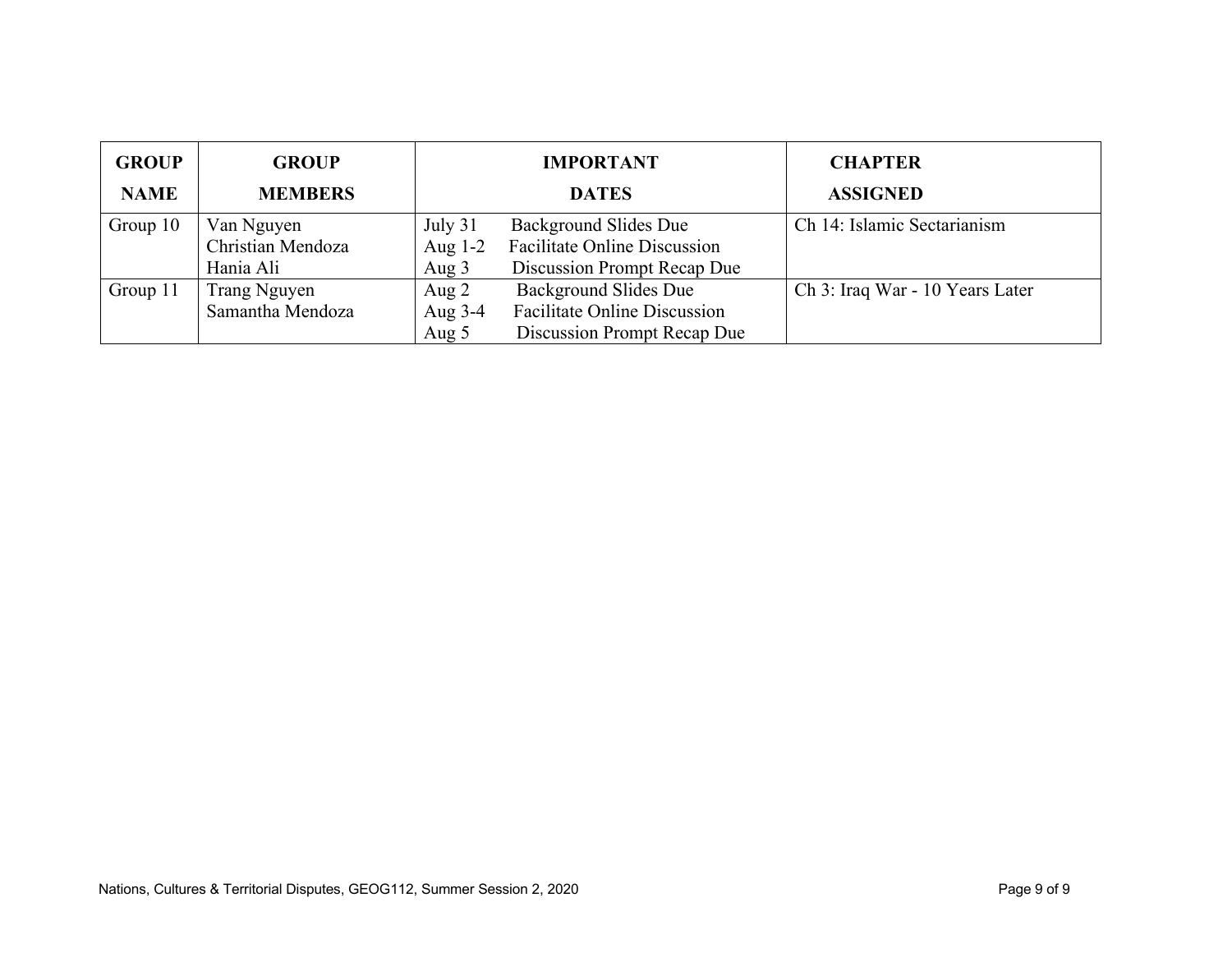| GROUP NAME | GROUP MEMBERS | IMPORTANT DATES | CHAPTER ASSIGNED |
|---|---|---|---|
| Group 10 | Van Nguyen<br>Christian Mendoza<br>Hania Ali | July 31 Background Slides Due<br>Aug 1-2 Facilitate Online Discussion<br>Aug 3 Discussion Prompt Recap Due | Ch 14: Islamic Sectarianism |
| Group 11 | Trang Nguyen<br>Samantha Mendoza | Aug 2 Background Slides Due<br>Aug 3-4 Facilitate Online Discussion<br>Aug 5 Discussion Prompt Recap Due | Ch 3: Iraq War - 10 Years Later |